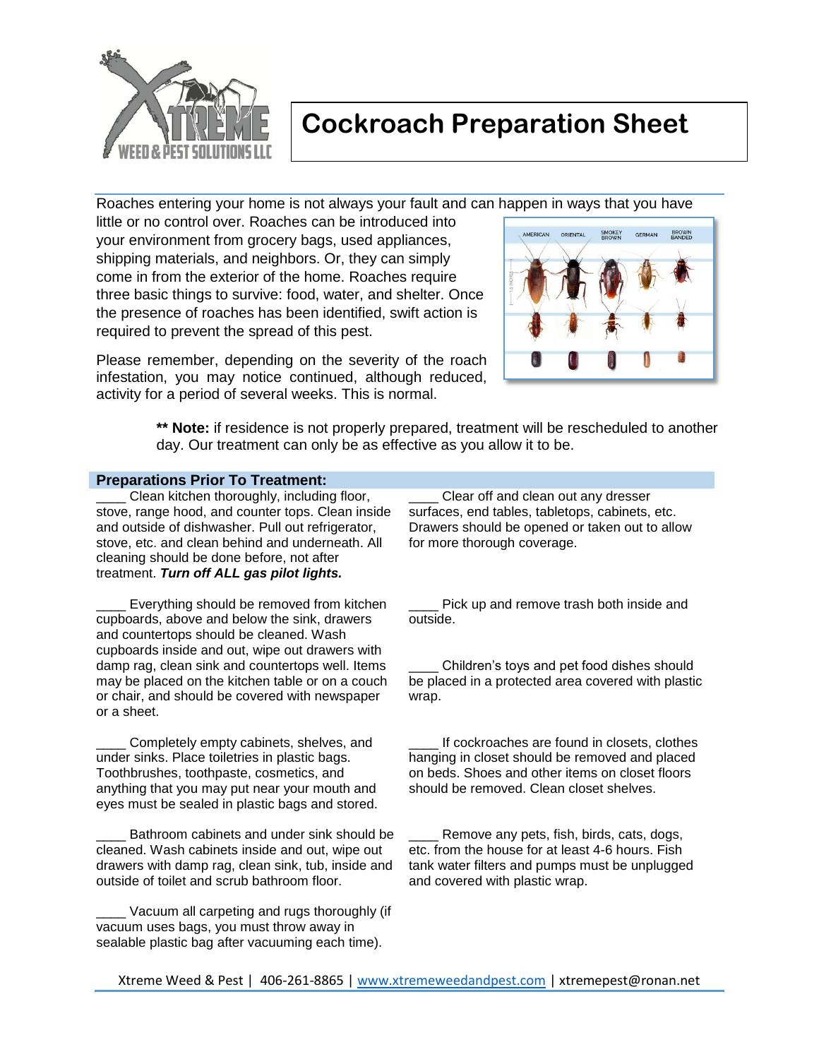# Cockroach Preparation Sheet

Roaches entering your home is not always your fault and can happen in ways that you have little or no control over. Roaches can be introduced into your environment from grocery bags, used appliances, shipping materials, and neighbors. Or, they can simply come in from the exterior of the home. Roaches require three basic things to survive: food, water, and shelter. Once the presence of roaches has been identified, swift action is required to prevent the spread of this pest.

Please remember, depending on the severity of the roach infestation, you may notice continued, although reduced, activity for a period of several weeks. This is normal.

> ** **Note:** if residence is not properly prepared, treatment will be rescheduled to another day. Our treatment can only be as effective as you allow it to be.

## Preparations Prior To Treatment:

____ Clean kitchen thoroughly, including floor, stove, range hood, and counter tops. Clean inside and outside of dishwasher. Pull out refrigerator, stove, etc. and clean behind and underneath. All cleaning should be done before, not after treatment. ***Turn off ALL gas pilot lights.***

____ Everything should be removed from kitchen cupboards, above and below the sink, drawers and countertops should be cleaned. Wash cupboards inside and out, wipe out drawers with damp rag, clean sink and countertops well. Items may be placed on the kitchen table or on a couch or chair, and should be covered with newspaper or a sheet.

____ Completely empty cabinets, shelves, and under sinks. Place toiletries in plastic bags. Toothbrushes, toothpaste, cosmetics, and anything that you may put near your mouth and eyes must be sealed in plastic bags and stored.

____ Bathroom cabinets and under sink should be cleaned. Wash cabinets inside and out, wipe out drawers with damp rag, clean sink, tub, inside and outside of toilet and scrub bathroom floor.

____ Vacuum all carpeting and rugs thoroughly (if vacuum uses bags, you must throw away in sealable plastic bag after vacuuming each time).

____ Clear off and clean out any dresser surfaces, end tables, tabletops, cabinets, etc. Drawers should be opened or taken out to allow for more thorough coverage.

____ Pick up and remove trash both inside and outside.

____ Children's toys and pet food dishes should be placed in a protected area covered with plastic wrap.

____ If cockroaches are found in closets, clothes hanging in closet should be removed and placed on beds. Shoes and other items on closet floors should be removed. Clean closet shelves.

____ Remove any pets, fish, birds, cats, dogs, etc. from the house for at least 4-6 hours. Fish tank water filters and pumps must be unplugged and covered with plastic wrap.

Xtreme Weed & Pest | 406-261-8865 | www.xtremeweedandpest.com | xtremepest@ronan.net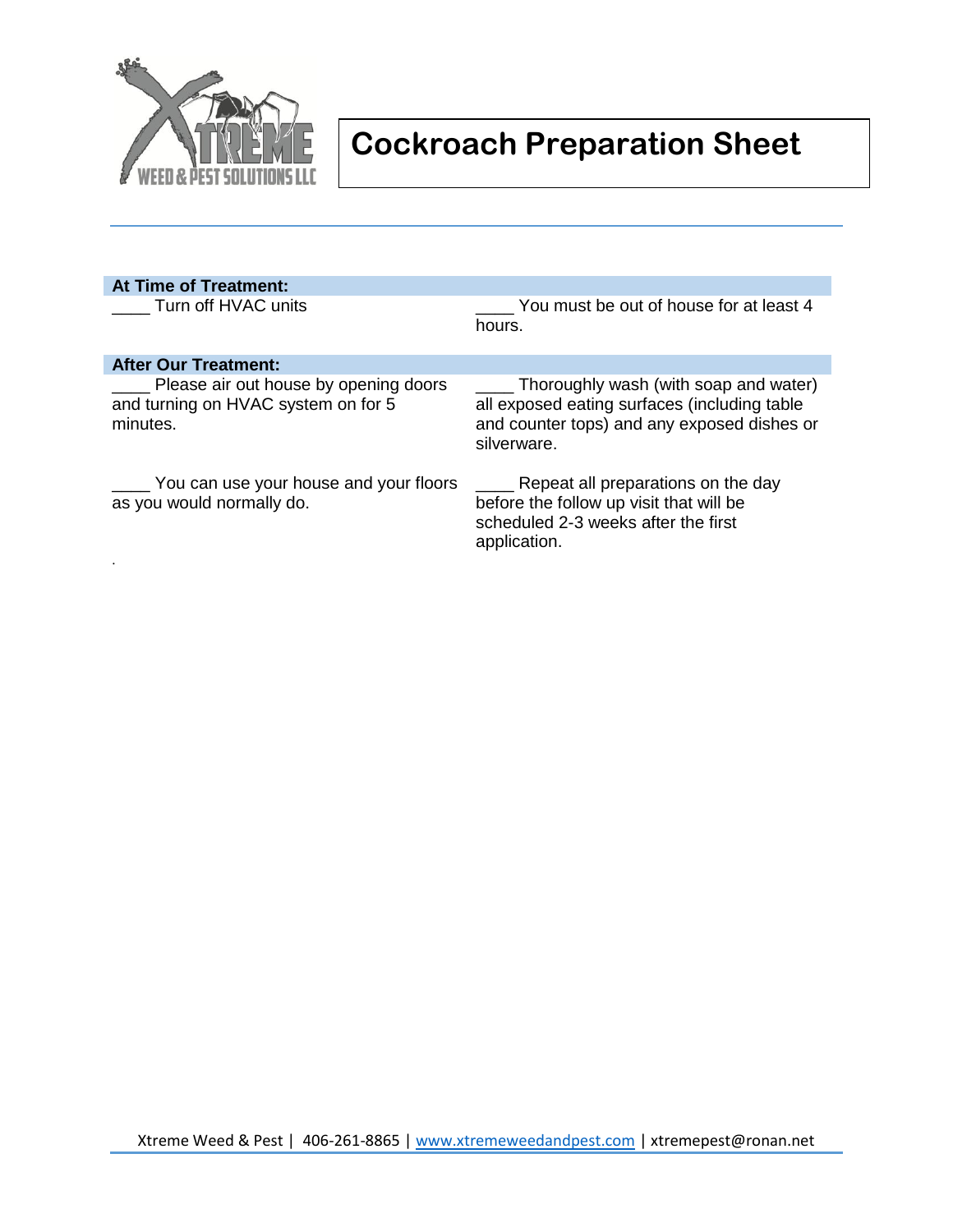# Cockroach Preparation Sheet

**At Time of Treatment:**

____ Turn off HVAC units

____ You must be out of house for at least 4 hours.

**After Our Treatment:**

____ Please air out house by opening doors and turning on HVAC system on for 5 minutes.

____ Thoroughly wash (with soap and water) all exposed eating surfaces (including table and counter tops) and any exposed dishes or silverware.

____ You can use your house and your floors as you would normally do.

____ Repeat all preparations on the day before the follow up visit that will be scheduled 2-3 weeks after the first application.

Xtreme Weed & Pest | 406-261-8865 | www.xtremeweedandpest.com | xtremepest@ronan.net